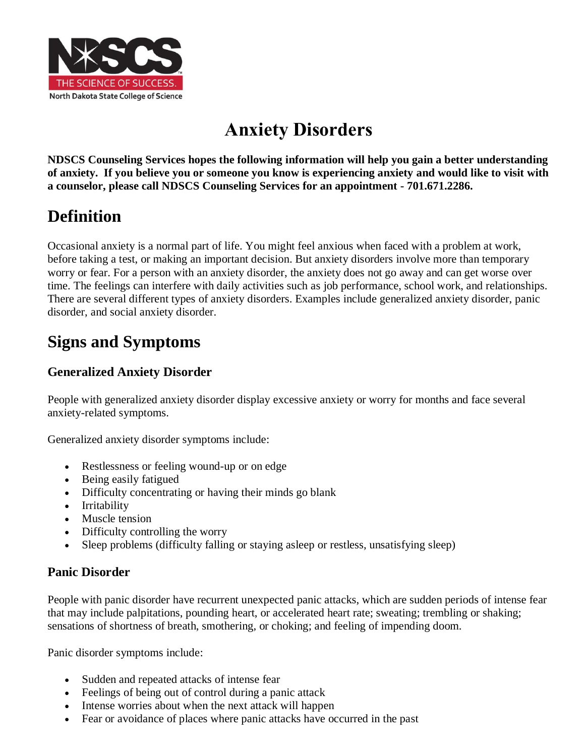# Anxiety Disorders

**NDSCS Counseling Services hopes the following information will help you gain a better understanding of anxiety. If you believe you or someone you know is experiencing anxiety and would like to visit with a counselor, please call NDSCS Counseling Services for an appointment - 701.671.2286.**

## Definition

Occasional anxiety is a normal part of life. You might feel anxious when faced with a problem at work, before taking a test, or making an important decision. But anxiety disorders involve more than temporary worry or fear. For a person with an anxiety disorder, the anxiety does not go away and can get worse over time. The feelings can interfere with daily activities such as job performance, school work, and relationships. There are several different types of anxiety disorders. Examples include generalized anxiety disorder, panic disorder, and social anxiety disorder.

## Signs and Symptoms

### Generalized Anxiety Disorder

People with generalized anxiety disorder display excessive anxiety or worry for months and face several anxiety-related symptoms.

Generalized anxiety disorder symptoms include:

- Restlessness or feeling wound-up or on edge
- Being easily fatigued
- Difficulty concentrating or having their minds go blank
- Irritability
- Muscle tension
- Difficulty controlling the worry
- Sleep problems (difficulty falling or staying asleep or restless, unsatisfying sleep)

### Panic Disorder

People with panic disorder have recurrent unexpected panic attacks, which are sudden periods of intense fear that may include palpitations, pounding heart, or accelerated heart rate; sweating; trembling or shaking; sensations of shortness of breath, smothering, or choking; and feeling of impending doom.

Panic disorder symptoms include:

- Sudden and repeated attacks of intense fear
- Feelings of being out of control during a panic attack
- Intense worries about when the next attack will happen
- Fear or avoidance of places where panic attacks have occurred in the past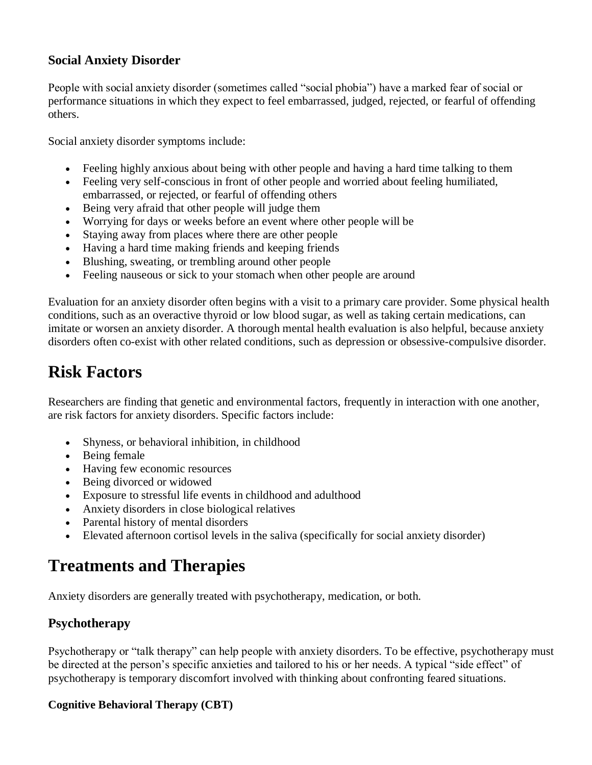### Social Anxiety Disorder

People with social anxiety disorder (sometimes called "social phobia") have a marked fear of social or performance situations in which they expect to feel embarrassed, judged, rejected, or fearful of offending others.

Social anxiety disorder symptoms include:

- Feeling highly anxious about being with other people and having a hard time talking to them
- Feeling very self-conscious in front of other people and worried about feeling humiliated, embarrassed, or rejected, or fearful of offending others
- Being very afraid that other people will judge them
- Worrying for days or weeks before an event where other people will be
- Staying away from places where there are other people
- Having a hard time making friends and keeping friends
- Blushing, sweating, or trembling around other people
- Feeling nauseous or sick to your stomach when other people are around

Evaluation for an anxiety disorder often begins with a visit to a primary care provider. Some physical health conditions, such as an overactive thyroid or low blood sugar, as well as taking certain medications, can imitate or worsen an anxiety disorder. A thorough mental health evaluation is also helpful, because anxiety disorders often co-exist with other related conditions, such as depression or obsessive-compulsive disorder.

# Risk Factors

Researchers are finding that genetic and environmental factors, frequently in interaction with one another, are risk factors for anxiety disorders. Specific factors include:

- Shyness, or behavioral inhibition, in childhood
- Being female
- Having few economic resources
- Being divorced or widowed
- Exposure to stressful life events in childhood and adulthood
- Anxiety disorders in close biological relatives
- Parental history of mental disorders
- Elevated afternoon cortisol levels in the saliva (specifically for social anxiety disorder)

# Treatments and Therapies

Anxiety disorders are generally treated with psychotherapy, medication, or both.

## Psychotherapy

Psychotherapy or "talk therapy" can help people with anxiety disorders. To be effective, psychotherapy must be directed at the person's specific anxieties and tailored to his or her needs. A typical "side effect" of psychotherapy is temporary discomfort involved with thinking about confronting feared situations.

### Cognitive Behavioral Therapy (CBT)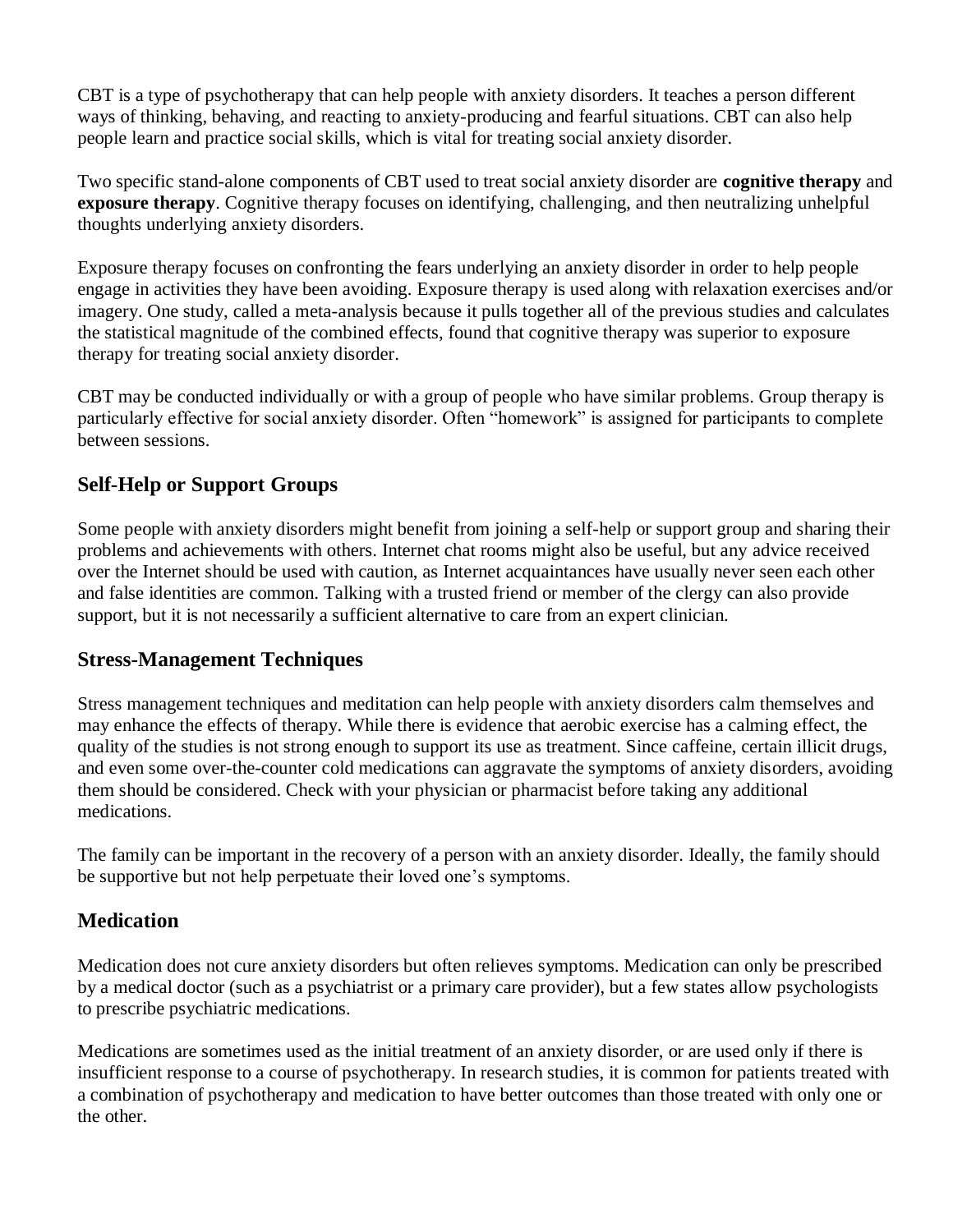CBT is a type of psychotherapy that can help people with anxiety disorders. It teaches a person different ways of thinking, behaving, and reacting to anxiety-producing and fearful situations. CBT can also help people learn and practice social skills, which is vital for treating social anxiety disorder.

Two specific stand-alone components of CBT used to treat social anxiety disorder are **cognitive therapy** and **exposure therapy**. Cognitive therapy focuses on identifying, challenging, and then neutralizing unhelpful thoughts underlying anxiety disorders.

Exposure therapy focuses on confronting the fears underlying an anxiety disorder in order to help people engage in activities they have been avoiding. Exposure therapy is used along with relaxation exercises and/or imagery. One study, called a meta-analysis because it pulls together all of the previous studies and calculates the statistical magnitude of the combined effects, found that cognitive therapy was superior to exposure therapy for treating social anxiety disorder.

CBT may be conducted individually or with a group of people who have similar problems. Group therapy is particularly effective for social anxiety disorder. Often "homework" is assigned for participants to complete between sessions.

## Self-Help or Support Groups

Some people with anxiety disorders might benefit from joining a self-help or support group and sharing their problems and achievements with others. Internet chat rooms might also be useful, but any advice received over the Internet should be used with caution, as Internet acquaintances have usually never seen each other and false identities are common. Talking with a trusted friend or member of the clergy can also provide support, but it is not necessarily a sufficient alternative to care from an expert clinician.

## Stress-Management Techniques

Stress management techniques and meditation can help people with anxiety disorders calm themselves and may enhance the effects of therapy. While there is evidence that aerobic exercise has a calming effect, the quality of the studies is not strong enough to support its use as treatment. Since caffeine, certain illicit drugs, and even some over-the-counter cold medications can aggravate the symptoms of anxiety disorders, avoiding them should be considered. Check with your physician or pharmacist before taking any additional medications.

The family can be important in the recovery of a person with an anxiety disorder. Ideally, the family should be supportive but not help perpetuate their loved one's symptoms.

## Medication

Medication does not cure anxiety disorders but often relieves symptoms. Medication can only be prescribed by a medical doctor (such as a psychiatrist or a primary care provider), but a few states allow psychologists to prescribe psychiatric medications.

Medications are sometimes used as the initial treatment of an anxiety disorder, or are used only if there is insufficient response to a course of psychotherapy. In research studies, it is common for patients treated with a combination of psychotherapy and medication to have better outcomes than those treated with only one or the other.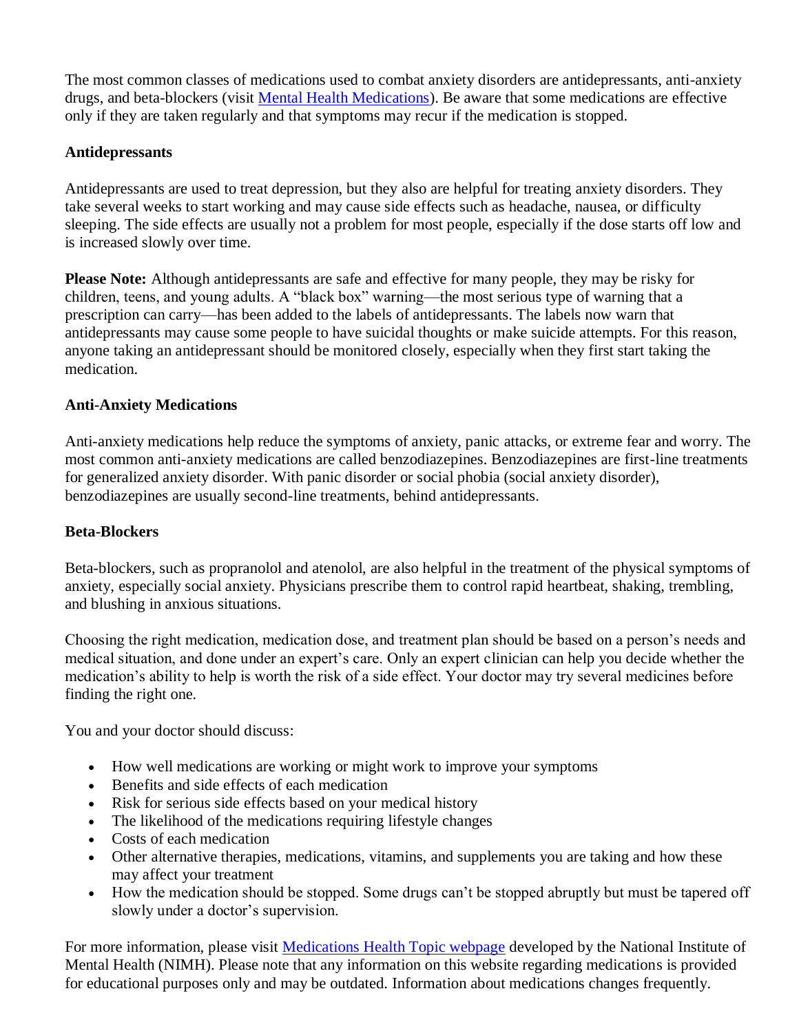The most common classes of medications used to combat anxiety disorders are antidepressants, anti-anxiety drugs, and beta-blockers (visit [Mental Health Medications](#)). Be aware that some medications are effective only if they are taken regularly and that symptoms may recur if the medication is stopped.

**Antidepressants**

Antidepressants are used to treat depression, but they also are helpful for treating anxiety disorders. They take several weeks to start working and may cause side effects such as headache, nausea, or difficulty sleeping. The side effects are usually not a problem for most people, especially if the dose starts off low and is increased slowly over time.

**Please Note:** Although antidepressants are safe and effective for many people, they may be risky for children, teens, and young adults. A "black box" warning—the most serious type of warning that a prescription can carry—has been added to the labels of antidepressants. The labels now warn that antidepressants may cause some people to have suicidal thoughts or make suicide attempts. For this reason, anyone taking an antidepressant should be monitored closely, especially when they first start taking the medication.

**Anti-Anxiety Medications**

Anti-anxiety medications help reduce the symptoms of anxiety, panic attacks, or extreme fear and worry. The most common anti-anxiety medications are called benzodiazepines. Benzodiazepines are first-line treatments for generalized anxiety disorder. With panic disorder or social phobia (social anxiety disorder), benzodiazepines are usually second-line treatments, behind antidepressants.

**Beta-Blockers**

Beta-blockers, such as propranolol and atenolol, are also helpful in the treatment of the physical symptoms of anxiety, especially social anxiety. Physicians prescribe them to control rapid heartbeat, shaking, trembling, and blushing in anxious situations.

Choosing the right medication, medication dose, and treatment plan should be based on a person's needs and medical situation, and done under an expert's care. Only an expert clinician can help you decide whether the medication's ability to help is worth the risk of a side effect. Your doctor may try several medicines before finding the right one.

You and your doctor should discuss:

- How well medications are working or might work to improve your symptoms
- Benefits and side effects of each medication
- Risk for serious side effects based on your medical history
- The likelihood of the medications requiring lifestyle changes
- Costs of each medication
- Other alternative therapies, medications, vitamins, and supplements you are taking and how these may affect your treatment
- How the medication should be stopped. Some drugs can't be stopped abruptly but must be tapered off slowly under a doctor's supervision.

For more information, please visit [Medications Health Topic webpage](#) developed by the National Institute of Mental Health (NIMH). Please note that any information on this website regarding medications is provided for educational purposes only and may be outdated. Information about medications changes frequently.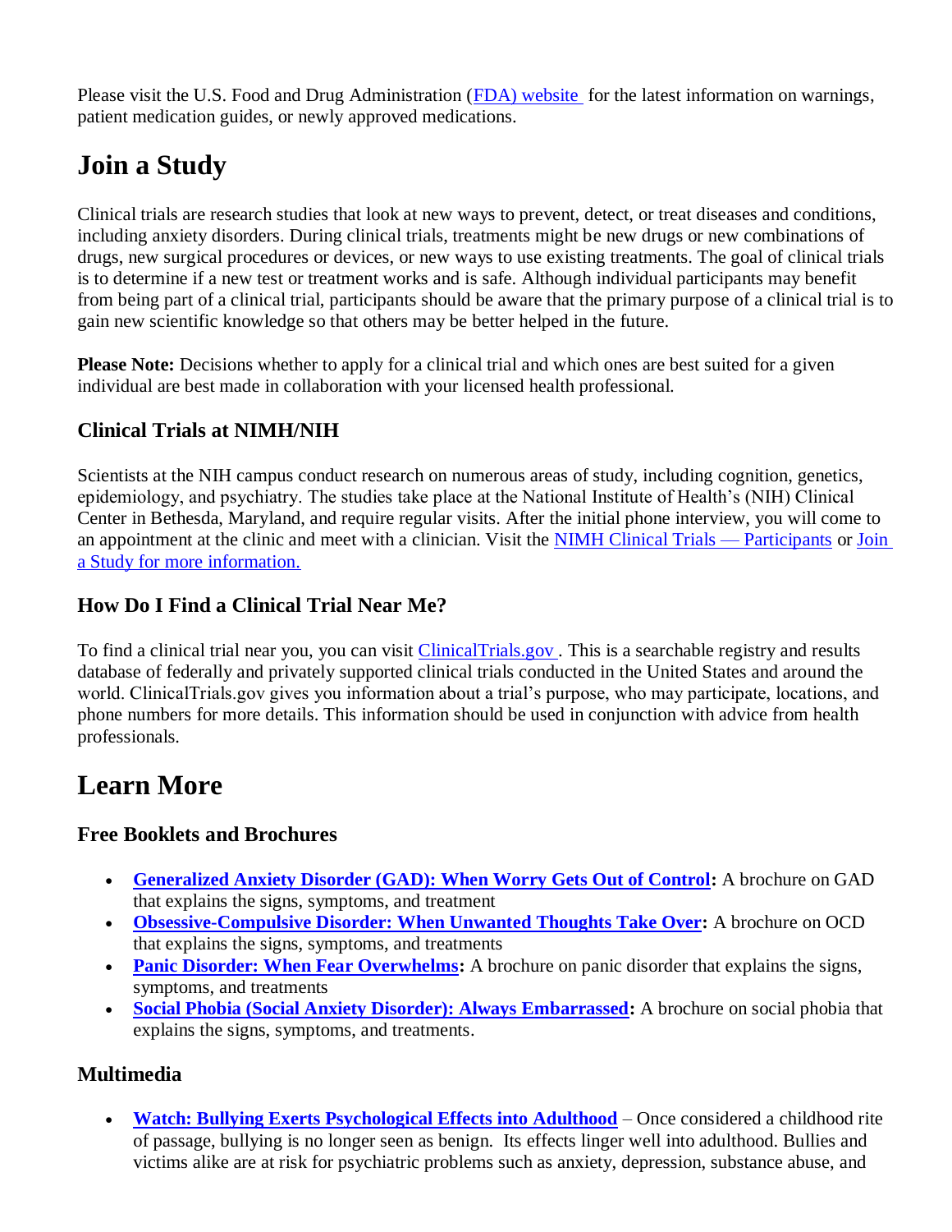Please visit the U.S. Food and Drug Administration (FDA) website for the latest information on warnings, patient medication guides, or newly approved medications.

# Join a Study

Clinical trials are research studies that look at new ways to prevent, detect, or treat diseases and conditions, including anxiety disorders. During clinical trials, treatments might be new drugs or new combinations of drugs, new surgical procedures or devices, or new ways to use existing treatments. The goal of clinical trials is to determine if a new test or treatment works and is safe. Although individual participants may benefit from being part of a clinical trial, participants should be aware that the primary purpose of a clinical trial is to gain new scientific knowledge so that others may be better helped in the future.

**Please Note:** Decisions whether to apply for a clinical trial and which ones are best suited for a given individual are best made in collaboration with your licensed health professional.

### Clinical Trials at NIMH/NIH

Scientists at the NIH campus conduct research on numerous areas of study, including cognition, genetics, epidemiology, and psychiatry. The studies take place at the National Institute of Health's (NIH) Clinical Center in Bethesda, Maryland, and require regular visits. After the initial phone interview, you will come to an appointment at the clinic and meet with a clinician. Visit the NIMH Clinical Trials — Participants or Join a Study for more information.

### How Do I Find a Clinical Trial Near Me?

To find a clinical trial near you, you can visit ClinicalTrials.gov. This is a searchable registry and results database of federally and privately supported clinical trials conducted in the United States and around the world. ClinicalTrials.gov gives you information about a trial's purpose, who may participate, locations, and phone numbers for more details. This information should be used in conjunction with advice from health professionals.

# Learn More

### Free Booklets and Brochures

- **Generalized Anxiety Disorder (GAD): When Worry Gets Out of Control:** A brochure on GAD that explains the signs, symptoms, and treatment
- **Obsessive-Compulsive Disorder: When Unwanted Thoughts Take Over:** A brochure on OCD that explains the signs, symptoms, and treatments
- **Panic Disorder: When Fear Overwhelms:** A brochure on panic disorder that explains the signs, symptoms, and treatments
- **Social Phobia (Social Anxiety Disorder): Always Embarrassed:** A brochure on social phobia that explains the signs, symptoms, and treatments.

### Multimedia

- **Watch: Bullying Exerts Psychological Effects into Adulthood** – Once considered a childhood rite of passage, bullying is no longer seen as benign. Its effects linger well into adulthood. Bullies and victims alike are at risk for psychiatric problems such as anxiety, depression, substance abuse, and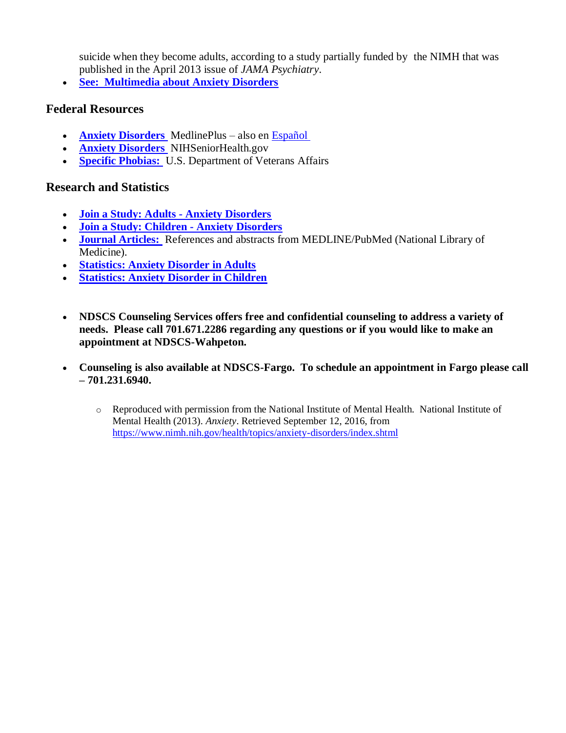suicide when they become adults, according to a study partially funded by the NIMH that was published in the April 2013 issue of *JAMA Psychiatry*.

- **See: Multimedia about Anxiety Disorders**

## Federal Resources

- **Anxiety Disorders** MedlinePlus – also en Español
- **Anxiety Disorders** NIHSeniorHealth.gov
- **Specific Phobias:** U.S. Department of Veterans Affairs

## Research and Statistics

- **Join a Study: Adults - Anxiety Disorders**
- **Join a Study: Children - Anxiety Disorders**
- **Journal Articles:** References and abstracts from MEDLINE/PubMed (National Library of Medicine).
- **Statistics: Anxiety Disorder in Adults**
- **Statistics: Anxiety Disorder in Children**

- **NDSCS Counseling Services offers free and confidential counseling to address a variety of needs. Please call 701.671.2286 regarding any questions or if you would like to make an appointment at NDSCS-Wahpeton.**

- **Counseling is also available at NDSCS-Fargo. To schedule an appointment in Fargo please call – 701.231.6940.**

    - Reproduced with permission from the National Institute of Mental Health. National Institute of Mental Health (2013). *Anxiety*. Retrieved September 12, 2016, from https://www.nimh.nih.gov/health/topics/anxiety-disorders/index.shtml